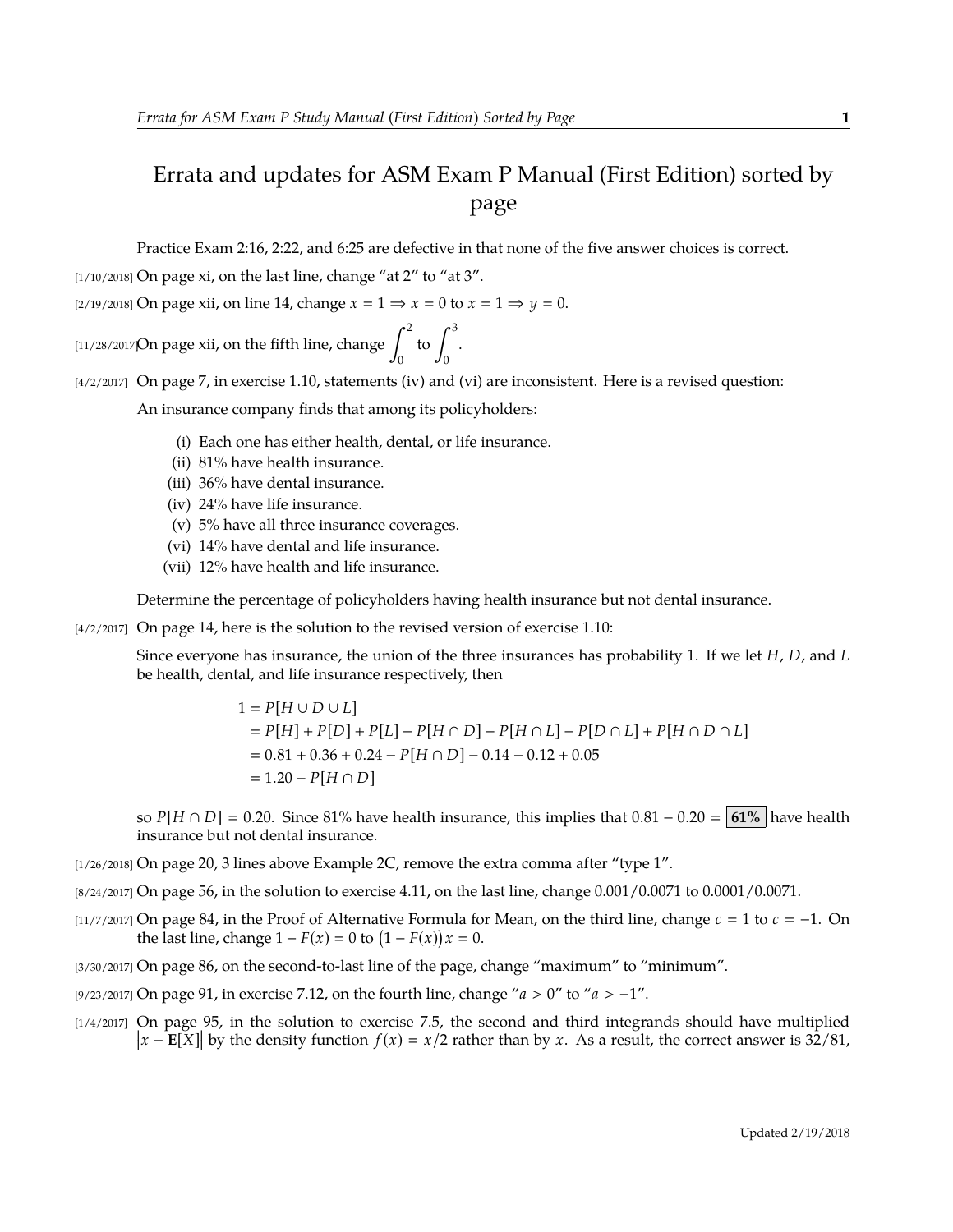# Errata and updates for ASM Exam P Manual (First Edition) sorted by page

Practice Exam 2:16, 2:22, and 6:25 are defective in that none of the five answer choices is correct.

[1/10/2018] On page xi, on the last line, change "at 2" to "at 3".

[2/19/2018] On page xii, on line 14, change $x = 1 \Rightarrow x = 0$ to $x = 1 \Rightarrow y = 0$.

[11/28/2017] On page xii, on the fifth line, change $\int_0^2$ to $\int_0^3$.

[4/2/2017] On page 7, in exercise 1.10, statements (iv) and (vi) are inconsistent. Here is a revised question:

An insurance company finds that among its policyholders:

(i) Each one has either health, dental, or life insurance.
(ii) 81% have health insurance.
(iii) 36% have dental insurance.
(iv) 24% have life insurance.
(v) 5% have all three insurance coverages.
(vi) 14% have dental and life insurance.
(vii) 12% have health and life insurance.

Determine the percentage of policyholders having health insurance but not dental insurance.

[4/2/2017] On page 14, here is the solution to the revised version of exercise 1.10:

Since everyone has insurance, the union of the three insurances has probability 1. If we let $H$, $D$, and $L$ be health, dental, and life insurance respectively, then

$$\begin{aligned}
1 &= P[H \cup D \cup L] \\
&= P[H] + P[D] + P[L] - P[H \cap D] - P[H \cap L] - P[D \cap L] + P[H \cap D \cap L] \\
&= 0.81 + 0.36 + 0.24 - P[H \cap D] - 0.14 - 0.12 + 0.05 \\
&= 1.20 - P[H \cap D]
\end{aligned}$$

so $P[H \cap D] = 0.20$. Since 81% have health insurance, this implies that $0.81 - 0.20 =$ **61%** have health insurance but not dental insurance.

[1/26/2018] On page 20, 3 lines above Example 2C, remove the extra comma after "type 1".

[8/24/2017] On page 56, in the solution to exercise 4.11, on the last line, change 0.001/0.0071 to 0.0001/0.0071.

[11/7/2017] On page 84, in the Proof of Alternative Formula for Mean, on the third line, change $c = 1$ to $c = -1$. On the last line, change $1 - F(x) = 0$ to $\big(1 - F(x)\big)x = 0$.

[3/30/2017] On page 86, on the second-to-last line of the page, change "maximum" to "minimum".

[9/23/2017] On page 91, in exercise 7.12, on the fourth line, change "$a > 0$" to "$a > -1$".

[1/4/2017] On page 95, in the solution to exercise 7.5, the second and third integrands should have multiplied $|x - \mathbf{E}[X]|$ by the density function $f(x) = x/2$ rather than by $x$. As a result, the correct answer is 32/81,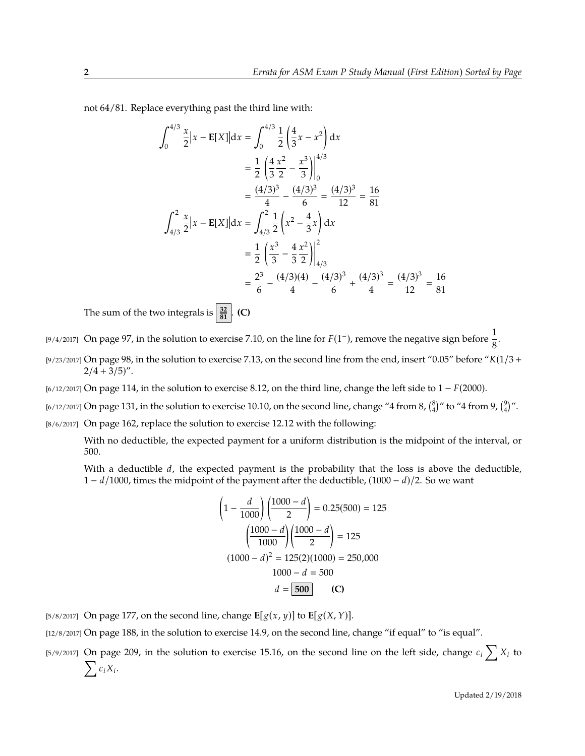not 64/81. Replace everything past the third line with:

$$
\begin{aligned}
\int_0^{4/3} \frac{x}{2}\big|x - \mathbf{E}[X]\big|\mathrm{d}x &= \int_0^{4/3} \frac{1}{2}\left(\frac{4}{3}x - x^2\right)\mathrm{d}x \\
&= \frac{1}{2}\left(\frac{4}{3}\frac{x^2}{2} - \frac{x^3}{3}\right)\Bigg|_0^{4/3} \\
&= \frac{(4/3)^3}{4} - \frac{(4/3)^3}{6} = \frac{(4/3)^3}{12} = \frac{16}{81} \\
\int_{4/3}^{2} \frac{x}{2}\big|x - \mathbf{E}[X]\big|\mathrm{d}x &= \int_{4/3}^{2} \frac{1}{2}\left(x^2 - \frac{4}{3}x\right)\mathrm{d}x \\
&= \frac{1}{2}\left(\frac{x^3}{3} - \frac{4}{3}\frac{x^2}{2}\right)\Bigg|_{4/3}^{2} \\
&= \frac{2^3}{6} - \frac{(4/3)(4)}{4} - \frac{(4/3)^3}{6} + \frac{(4/3)^3}{4} = \frac{(4/3)^3}{12} = \frac{16}{81}
\end{aligned}
$$

The sum of the two integrals is $\boxed{\frac{32}{81}}$. **(C)**

[9/4/2017] On page 97, in the solution to exercise 7.10, on the line for $F(1^-)$, remove the negative sign before $\frac{1}{8}$.

[9/23/2017] On page 98, in the solution to exercise 7.13, on the second line from the end, insert "0.05" before "$K(1/3 + 2/4 + 3/5)$".

[6/12/2017] On page 114, in the solution to exercise 8.12, on the third line, change the left side to $1 - F(2000)$.

[6/12/2017] On page 131, in the solution to exercise 10.10, on the second line, change "4 from 8, $\binom{8}{4}$" to "4 from 9, $\binom{9}{4}$".

[8/6/2017] On page 162, replace the solution to exercise 12.12 with the following:

With no deductible, the expected payment for a uniform distribution is the midpoint of the interval, or 500.

With a deductible $d$, the expected payment is the probability that the loss is above the deductible, $1 - d/1000$, times the midpoint of the payment after the deductible, $(1000 - d)/2$. So we want

$$
\begin{aligned}
\left(1 - \frac{d}{1000}\right)\left(\frac{1000 - d}{2}\right) &= 0.25(500) = 125 \\
\left(\frac{1000 - d}{1000}\right)\left(\frac{1000 - d}{2}\right) &= 125 \\
(1000 - d)^2 &= 125(2)(1000) = 250{,}000 \\
1000 - d &= 500 \\
d &= \boxed{500} \qquad \textbf{(C)}
\end{aligned}
$$

[5/8/2017] On page 177, on the second line, change $\mathbf{E}[g(x, y)]$ to $\mathbf{E}[g(X, Y)]$.

[12/8/2017] On page 188, in the solution to exercise 14.9, on the second line, change "if equal" to "is equal".

[5/9/2017] On page 209, in the solution to exercise 15.16, on the second line on the left side, change $c_i \sum X_i$ to $\sum c_i X_i$.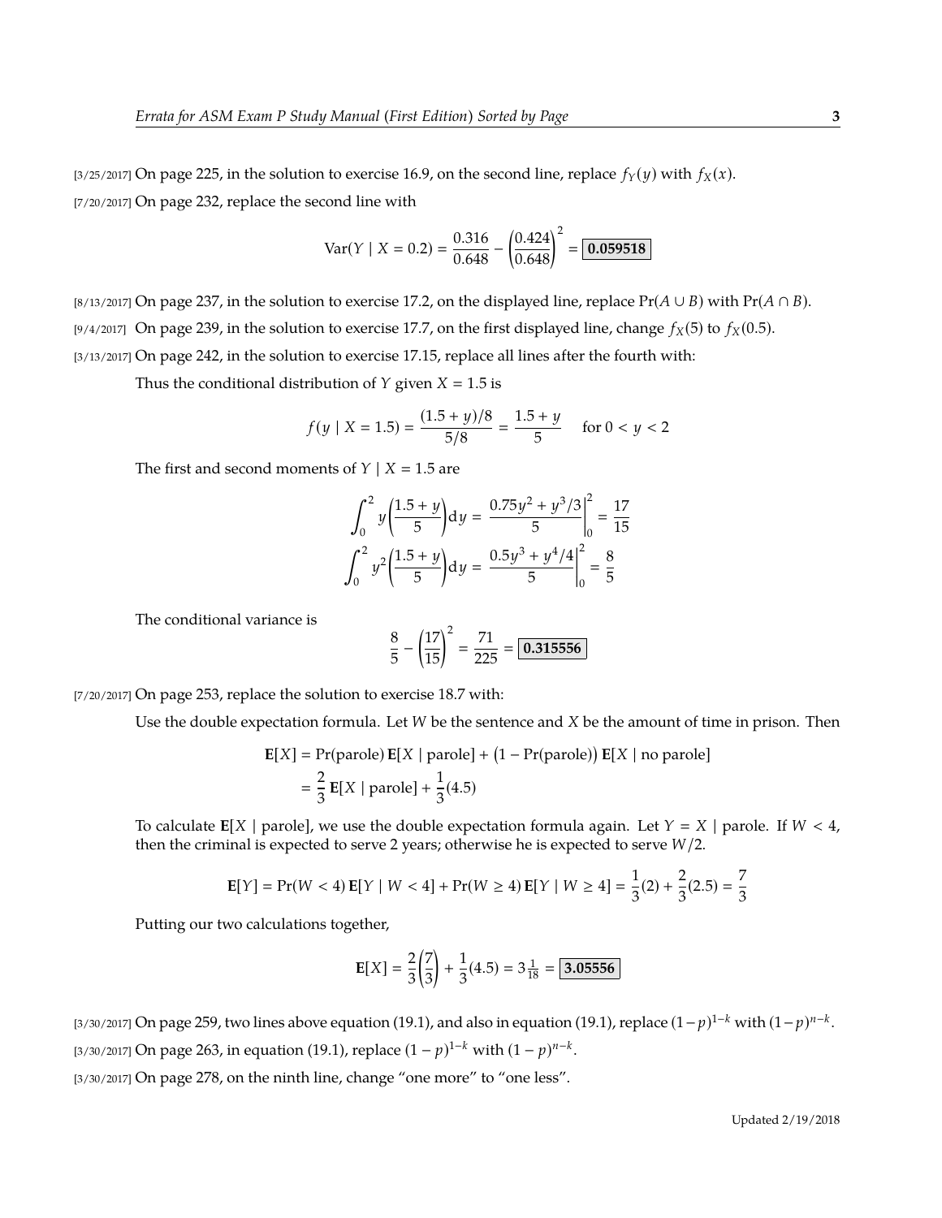[3/25/2017] On page 225, in the solution to exercise 16.9, on the second line, replace $f_Y(y)$ with $f_X(x)$.

[7/20/2017] On page 232, replace the second line with

$$\operatorname{Var}(Y \mid X = 0.2) = \frac{0.316}{0.648} - \left(\frac{0.424}{0.648}\right)^2 = \boxed{\mathbf{0.059518}}$$

[8/13/2017] On page 237, in the solution to exercise 17.2, on the displayed line, replace $\Pr(A \cup B)$ with $\Pr(A \cap B)$.

[9/4/2017] On page 239, in the solution to exercise 17.7, on the first displayed line, change $f_X(5)$ to $f_X(0.5)$.

[3/13/2017] On page 242, in the solution to exercise 17.15, replace all lines after the fourth with:

Thus the conditional distribution of $Y$ given $X = 1.5$ is

$$f(y \mid X = 1.5) = \frac{(1.5 + y)/8}{5/8} = \frac{1.5 + y}{5} \quad \text{for } 0 < y < 2$$

The first and second moments of $Y \mid X = 1.5$ are

$$\int_0^2 y\left(\frac{1.5 + y}{5}\right) \mathrm{d}y = \left.\frac{0.75y^2 + y^3/3}{5}\right|_0^2 = \frac{17}{15}$$

$$\int_0^2 y^2\left(\frac{1.5 + y}{5}\right) \mathrm{d}y = \left.\frac{0.5y^3 + y^4/4}{5}\right|_0^2 = \frac{8}{5}$$

The conditional variance is

$$\frac{8}{5} - \left(\frac{17}{15}\right)^2 = \frac{71}{225} = \boxed{\mathbf{0.315556}}$$

[7/20/2017] On page 253, replace the solution to exercise 18.7 with:

Use the double expectation formula. Let $W$ be the sentence and $X$ be the amount of time in prison. Then

$$\begin{aligned}
\mathbf{E}[X] &= \Pr(\text{parole})\,\mathbf{E}[X \mid \text{parole}] + \big(1 - \Pr(\text{parole})\big)\,\mathbf{E}[X \mid \text{no parole}] \\
&= \frac{2}{3}\,\mathbf{E}[X \mid \text{parole}] + \frac{1}{3}(4.5)
\end{aligned}$$

To calculate $\mathbf{E}[X \mid \text{parole}]$, we use the double expectation formula again. Let $Y = X \mid \text{parole}$. If $W < 4$, then the criminal is expected to serve 2 years; otherwise he is expected to serve $W/2$.

$$\mathbf{E}[Y] = \Pr(W < 4)\,\mathbf{E}[Y \mid W < 4] + \Pr(W \geq 4)\,\mathbf{E}[Y \mid W \geq 4] = \frac{1}{3}(2) + \frac{2}{3}(2.5) = \frac{7}{3}$$

Putting our two calculations together,

$$\mathbf{E}[X] = \frac{2}{3}\left(\frac{7}{3}\right) + \frac{1}{3}(4.5) = 3\tfrac{1}{18} = \boxed{\mathbf{3.05556}}$$

[3/30/2017] On page 259, two lines above equation (19.1), and also in equation (19.1), replace $(1-p)^{1-k}$ with $(1-p)^{n-k}$.

[3/30/2017] On page 263, in equation (19.1), replace $(1-p)^{1-k}$ with $(1-p)^{n-k}$.

[3/30/2017] On page 278, on the ninth line, change "one more" to "one less".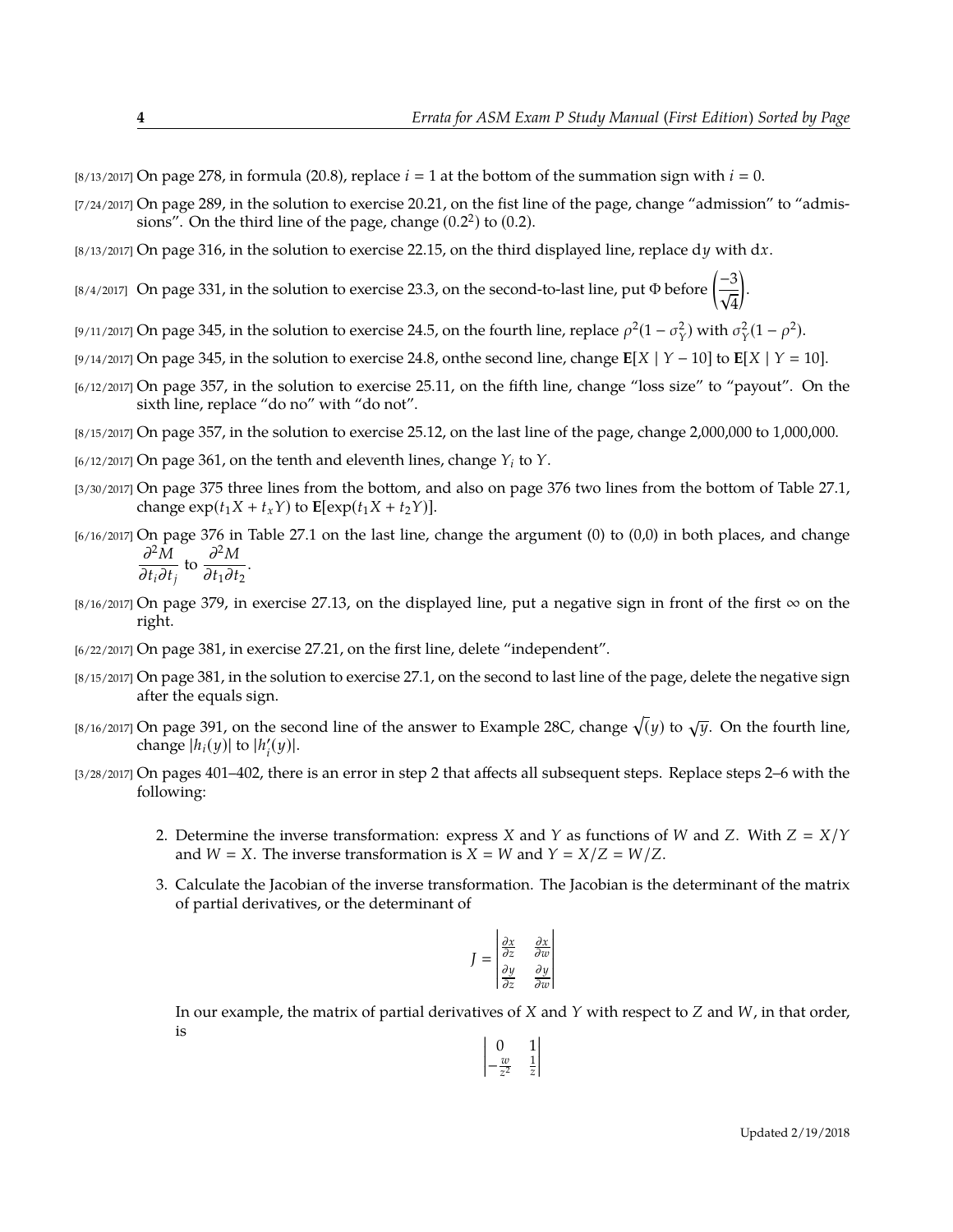[8/13/2017] On page 278, in formula (20.8), replace $i = 1$ at the bottom of the summation sign with $i = 0$.

[7/24/2017] On page 289, in the solution to exercise 20.21, on the fist line of the page, change "admission" to "admissions". On the third line of the page, change $(0.2^2)$ to $(0.2)$.

[8/13/2017] On page 316, in the solution to exercise 22.15, on the third displayed line, replace $\mathrm{d}y$ with $\mathrm{d}x$.

[8/4/2017] On page 331, in the solution to exercise 23.3, on the second-to-last line, put $\Phi$ before $\left(\dfrac{-3}{\sqrt{4}}\right)$.

[9/11/2017] On page 345, in the solution to exercise 24.5, on the fourth line, replace $\rho^2(1 - \sigma_Y^2)$ with $\sigma_Y^2(1 - \rho^2)$.

[9/14/2017] On page 345, in the solution to exercise 24.8, onthe second line, change $\mathbf{E}[X \mid Y - 10]$ to $\mathbf{E}[X \mid Y = 10]$.

[6/12/2017] On page 357, in the solution to exercise 25.11, on the fifth line, change "loss size" to "payout". On the sixth line, replace "do no" with "do not".

[8/15/2017] On page 357, in the solution to exercise 25.12, on the last line of the page, change 2,000,000 to 1,000,000.

[6/12/2017] On page 361, on the tenth and eleventh lines, change $Y_i$ to $Y$.

[3/30/2017] On page 375 three lines from the bottom, and also on page 376 two lines from the bottom of Table 27.1, change $\exp(t_1X + t_xY)$ to $\mathbf{E}[\exp(t_1X + t_2Y)]$.

[6/16/2017] On page 376 in Table 27.1 on the last line, change the argument (0) to (0,0) in both places, and change $\dfrac{\partial^2 M}{\partial t_i \partial t_j}$ to $\dfrac{\partial^2 M}{\partial t_1 \partial t_2}$.

[8/16/2017] On page 379, in exercise 27.13, on the displayed line, put a negative sign in front of the first $\infty$ on the right.

[6/22/2017] On page 381, in exercise 27.21, on the first line, delete "independent".

[8/15/2017] On page 381, in the solution to exercise 27.1, on the second to last line of the page, delete the negative sign after the equals sign.

[8/16/2017] On page 391, on the second line of the answer to Example 28C, change $\sqrt{(}y)$ to $\sqrt{y}$. On the fourth line, change $|h_i(y)|$ to $|h_i'(y)|$.

[3/28/2017] On pages 401–402, there is an error in step 2 that affects all subsequent steps. Replace steps 2–6 with the following:

2. Determine the inverse transformation: express $X$ and $Y$ as functions of $W$ and $Z$. With $Z = X/Y$ and $W = X$. The inverse transformation is $X = W$ and $Y = X/Z = W/Z$.

3. Calculate the Jacobian of the inverse transformation. The Jacobian is the determinant of the matrix of partial derivatives, or the determinant of

$$J = \begin{vmatrix} \frac{\partial x}{\partial z} & \frac{\partial x}{\partial w} \\ \frac{\partial y}{\partial z} & \frac{\partial y}{\partial w} \end{vmatrix}$$

In our example, the matrix of partial derivatives of $X$ and $Y$ with respect to $Z$ and $W$, in that order, is

$$\begin{vmatrix} 0 & 1 \\ -\frac{w}{z^2} & \frac{1}{z} \end{vmatrix}$$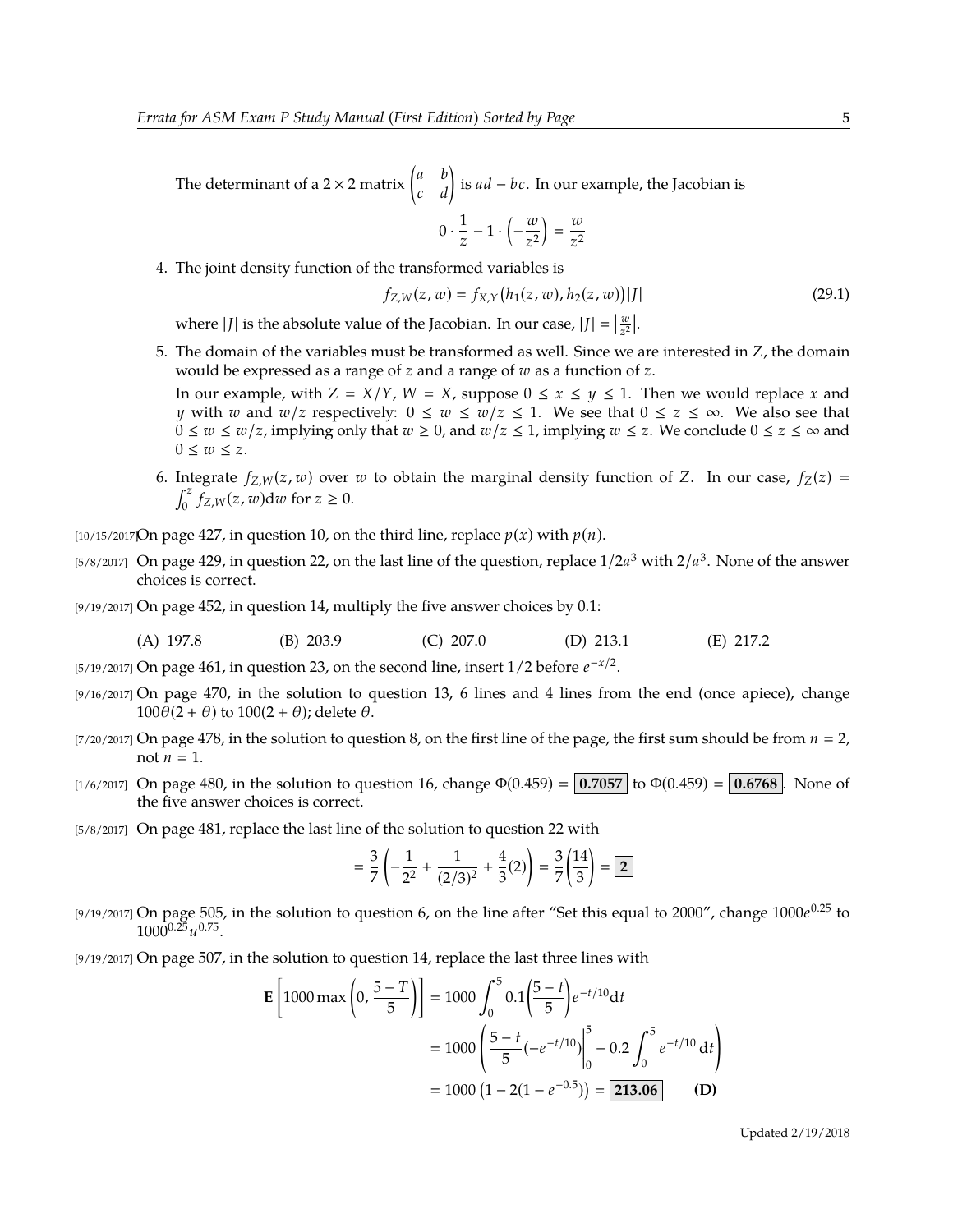The determinant of a $2 \times 2$ matrix $\begin{pmatrix} a & b \\ c & d \end{pmatrix}$ is $ad - bc$. In our example, the Jacobian is

$$0 \cdot \frac{1}{z} - 1 \cdot \left(-\frac{w}{z^2}\right) = \frac{w}{z^2}$$

4. The joint density function of the transformed variables is

$$f_{Z,W}(z,w) = f_{X,Y}\big(h_1(z,w), h_2(z,w)\big)|J| \tag{29.1}$$

   where $|J|$ is the absolute value of the Jacobian. In our case, $|J| = \left|\frac{w}{z^2}\right|$.

5. The domain of the variables must be transformed as well. Since we are interested in $Z$, the domain would be expressed as a range of $z$ and a range of $w$ as a function of $z$.

   In our example, with $Z = X/Y$, $W = X$, suppose $0 \le x \le y \le 1$. Then we would replace $x$ and $y$ with $w$ and $w/z$ respectively: $0 \le w \le w/z \le 1$. We see that $0 \le z \le \infty$. We also see that $0 \le w \le w/z$, implying only that $w \ge 0$, and $w/z \le 1$, implying $w \le z$. We conclude $0 \le z \le \infty$ and $0 \le w \le z$.

6. Integrate $f_{Z,W}(z,w)$ over $w$ to obtain the marginal density function of $Z$. In our case, $f_Z(z) = \int_0^z f_{Z,W}(z,w)\mathrm{d}w$ for $z \ge 0$.

[10/15/2017] On page 427, in question 10, on the third line, replace $p(x)$ with $p(n)$.

[5/8/2017] On page 429, in question 22, on the last line of the question, replace $1/2a^3$ with $2/a^3$. None of the answer choices is correct.

[9/19/2017] On page 452, in question 14, multiply the five answer choices by 0.1:

(A) 197.8 (B) 203.9 (C) 207.0 (D) 213.1 (E) 217.2

[5/19/2017] On page 461, in question 23, on the second line, insert $1/2$ before $e^{-x/2}$.

[9/16/2017] On page 470, in the solution to question 13, 6 lines and 4 lines from the end (once apiece), change $100\theta(2+\theta)$ to $100(2+\theta)$; delete $\theta$.

[7/20/2017] On page 478, in the solution to question 8, on the first line of the page, the first sum should be from $n = 2$, not $n = 1$.

[1/6/2017] On page 480, in the solution to question 16, change $\Phi(0.459) = \boxed{\mathbf{0.7057}}$ to $\Phi(0.459) = \boxed{\mathbf{0.6768}}$. None of the five answer choices is correct.

[5/8/2017] On page 481, replace the last line of the solution to question 22 with

$$= \frac{3}{7}\left(-\frac{1}{2^2} + \frac{1}{(2/3)^2} + \frac{4}{3}(2)\right) = \frac{3}{7}\left(\frac{14}{3}\right) = \boxed{\mathbf{2}}$$

[9/19/2017] On page 505, in the solution to question 6, on the line after "Set this equal to 2000", change $1000e^{0.25}$ to $1000^{0.25}u^{0.75}$.

[9/19/2017] On page 507, in the solution to question 14, replace the last three lines with

$$\begin{aligned}
\mathbf{E}\left[1000\max\left(0, \frac{5-T}{5}\right)\right] &= 1000\int_0^5 0.1\left(\frac{5-t}{5}\right)e^{-t/10}\mathrm{d}t \\
&= 1000\left(\frac{5-t}{5}(-e^{-t/10})\Big|_0^5 - 0.2\int_0^5 e^{-t/10}\,\mathrm{d}t\right) \\
&= 1000\left(1 - 2(1 - e^{-0.5})\right) = \boxed{\mathbf{213.06}} \qquad \textbf{(D)}
\end{aligned}$$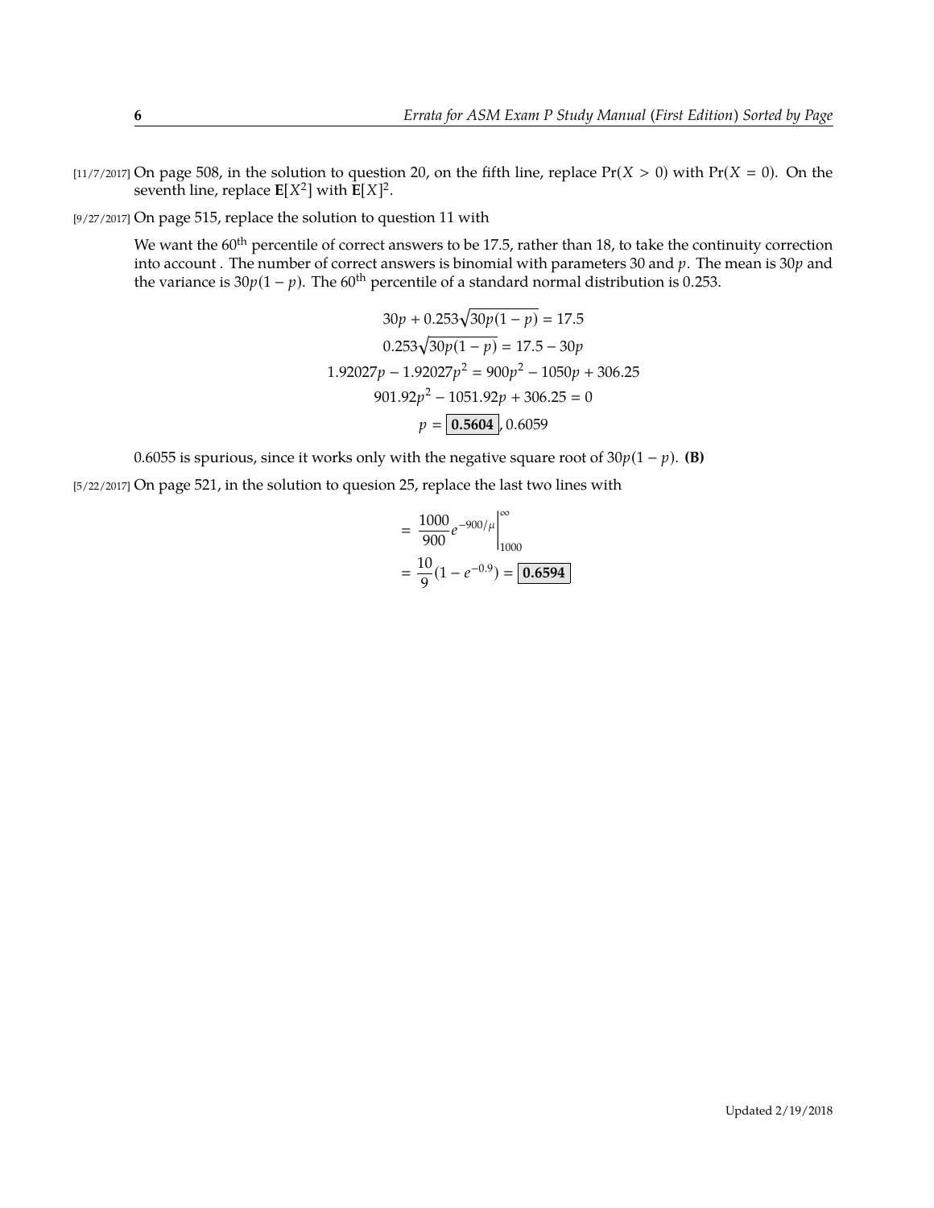[11/7/2017] On page 508, in the solution to question 20, on the fifth line, replace $\Pr(X > 0)$ with $\Pr(X = 0)$. On the seventh line, replace $\mathbf{E}[X^2]$ with $\mathbf{E}[X]^2$.

[9/27/2017] On page 515, replace the solution to question 11 with

We want the 60th percentile of correct answers to be 17.5, rather than 18, to take the continuity correction into account . The number of correct answers is binomial with parameters 30 and $p$. The mean is $30p$ and the variance is $30p(1-p)$. The 60th percentile of a standard normal distribution is 0.253.

$$30p + 0.253\sqrt{30p(1-p)} = 17.5$$

$$0.253\sqrt{30p(1-p)} = 17.5 - 30p$$

$$1.92027p - 1.92027p^2 = 900p^2 - 1050p + 306.25$$

$$901.92p^2 - 1051.92p + 306.25 = 0$$

$$p = \boxed{\mathbf{0.5604}}, 0.6059$$

0.6055 is spurious, since it works only with the negative square root of $30p(1-p)$. **(B)**

[5/22/2017] On page 521, in the solution to quesion 25, replace the last two lines with

$$= \frac{1000}{900}e^{-900/\mu}\Big|_{1000}^{\infty}$$

$$= \frac{10}{9}(1 - e^{-0.9}) = \boxed{\mathbf{0.6594}}$$